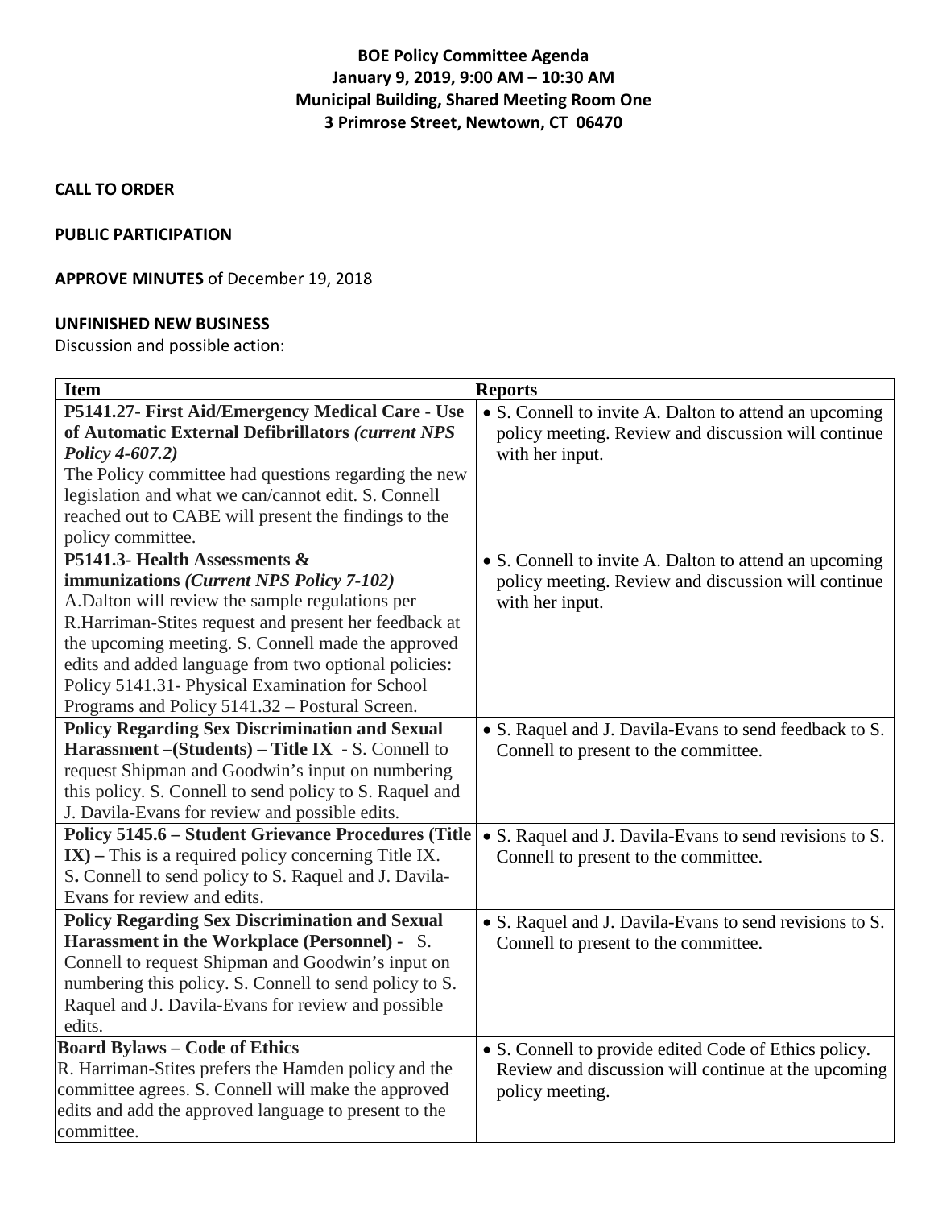**BOE Policy Committee Agenda**
**January 9, 2019, 9:00 AM – 10:30 AM**
**Municipal Building, Shared Meeting Room One**
**3 Primrose Street, Newtown, CT 06470**

**CALL TO ORDER**

**PUBLIC PARTICIPATION**

**APPROVE MINUTES** of December 19, 2018

**UNFINISHED NEW BUSINESS**

Discussion and possible action:

| Item | Reports |
| --- | --- |
| **P5141.27- First Aid/Emergency Medical Care - Use of Automatic External Defibrillators** ***(current NPS Policy 4-607.2)*** The Policy committee had questions regarding the new legislation and what we can/cannot edit. S. Connell reached out to CABE will present the findings to the policy committee. | • S. Connell to invite A. Dalton to attend an upcoming policy meeting. Review and discussion will continue with her input. |
| **P5141.3- Health Assessments & immunizations** ***(Current NPS Policy 7-102)*** A.Dalton will review the sample regulations per R.Harriman-Stites request and present her feedback at the upcoming meeting. S. Connell made the approved edits and added language from two optional policies: Policy 5141.31- Physical Examination for School Programs and Policy 5141.32 – Postural Screen. | • S. Connell to invite A. Dalton to attend an upcoming policy meeting. Review and discussion will continue with her input. |
| **Policy Regarding Sex Discrimination and Sexual Harassment –(Students) – Title IX** - S. Connell to request Shipman and Goodwin's input on numbering this policy. S. Connell to send policy to S. Raquel and J. Davila-Evans for review and possible edits. | • S. Raquel and J. Davila-Evans to send feedback to S. Connell to present to the committee. |
| **Policy 5145.6 – Student Grievance Procedures (Title IX) –** This is a required policy concerning Title IX. S**.** Connell to send policy to S. Raquel and J. Davila-Evans for review and edits. | • S. Raquel and J. Davila-Evans to send revisions to S. Connell to present to the committee. |
| **Policy Regarding Sex Discrimination and Sexual Harassment in the Workplace (Personnel)** - S. Connell to request Shipman and Goodwin's input on numbering this policy. S. Connell to send policy to S. Raquel and J. Davila-Evans for review and possible edits. | • S. Raquel and J. Davila-Evans to send revisions to S. Connell to present to the committee. |
| **Board Bylaws – Code of Ethics** R. Harriman-Stites prefers the Hamden policy and the committee agrees. S. Connell will make the approved edits and add the approved language to present to the committee. | • S. Connell to provide edited Code of Ethics policy. Review and discussion will continue at the upcoming policy meeting. |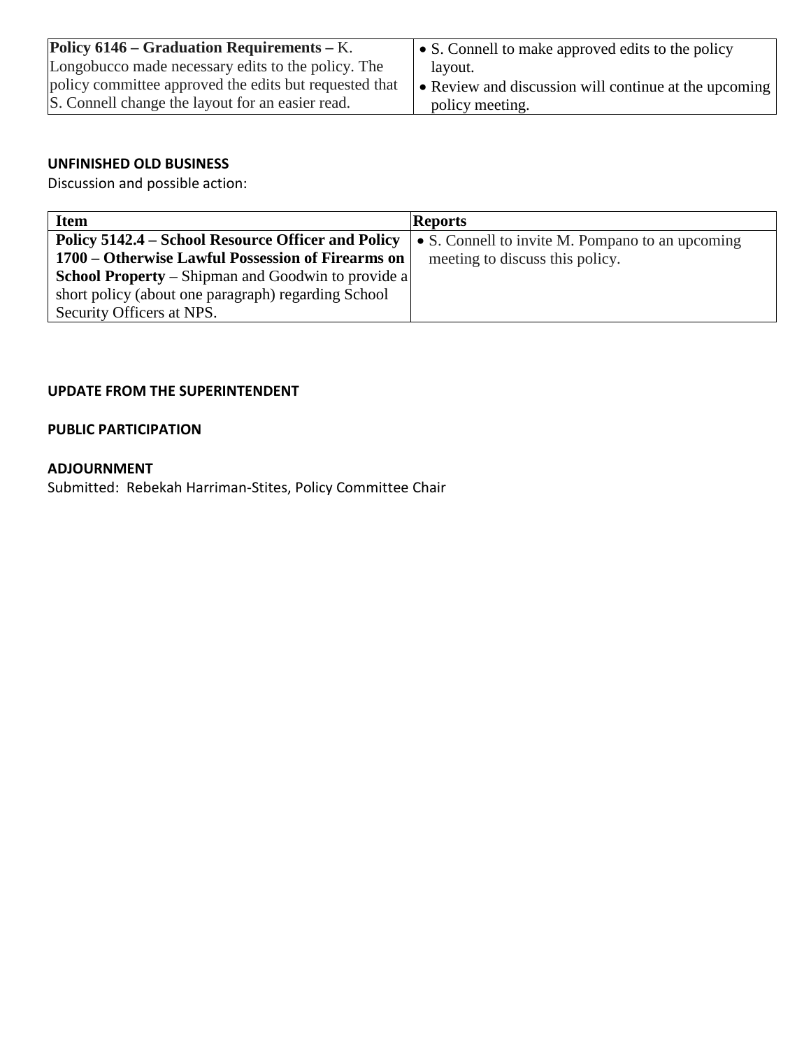| | |
|---|---|
| **Policy 6146 – Graduation Requirements –** K. Longobucco made necessary edits to the policy. The policy committee approved the edits but requested that S. Connell change the layout for an easier read. | • S. Connell to make approved edits to the policy layout.<br>• Review and discussion will continue at the upcoming policy meeting. |

**UNFINISHED OLD BUSINESS**

Discussion and possible action:

| Item | Reports |
|---|---|
| **Policy 5142.4 – School Resource Officer and Policy 1700 – Otherwise Lawful Possession of Firearms on School Property** – Shipman and Goodwin to provide a short policy (about one paragraph) regarding School Security Officers at NPS. | • S. Connell to invite M. Pompano to an upcoming meeting to discuss this policy. |

**UPDATE FROM THE SUPERINTENDENT**

**PUBLIC PARTICIPATION**

**ADJOURNMENT**

Submitted: Rebekah Harriman-Stites, Policy Committee Chair